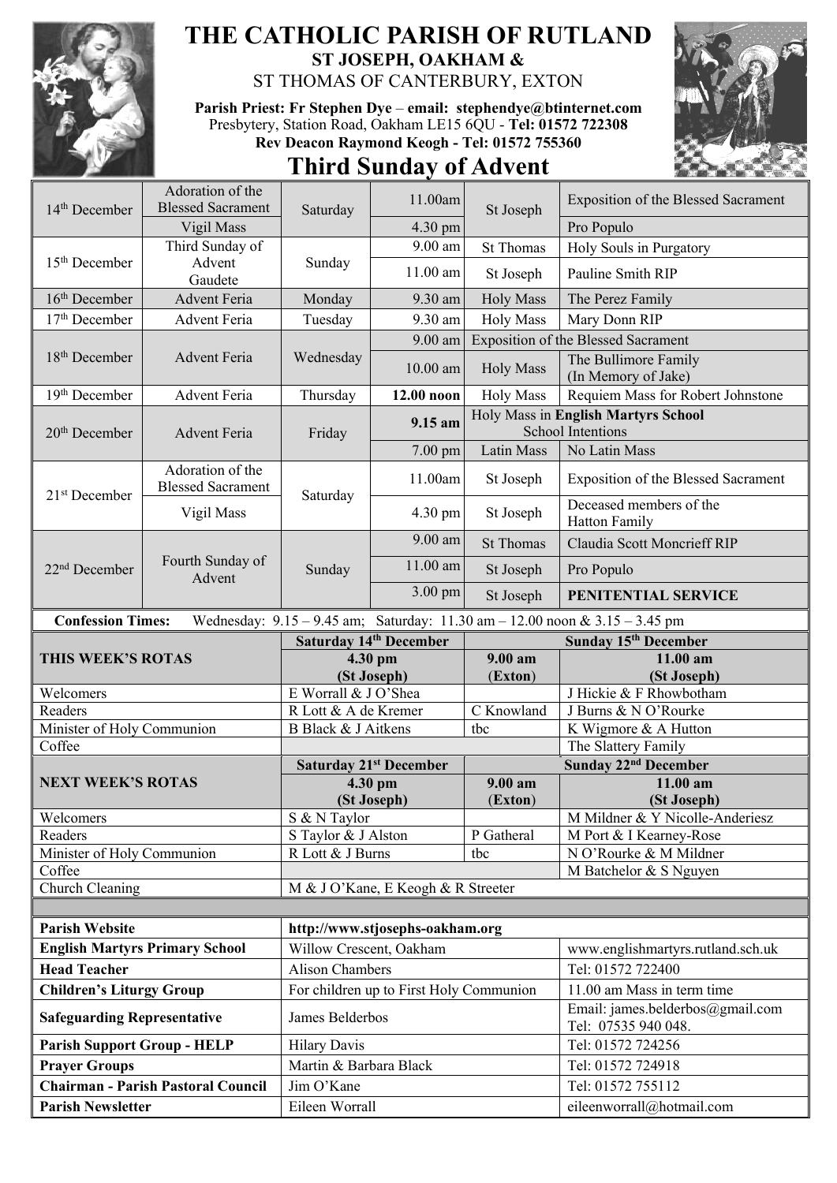# THE CATHOLIC PARISH OF RUTLAND

## ST JOSEPH, OAKHAM &
## ST THOMAS OF CANTERBURY, EXTON

**Parish Priest: Fr Stephen Dye – email: stephendye@btinternet.com**
Presbytery, Station Road, Oakham LE15 6QU - **Tel: 01572 722308**
**Rev Deacon Raymond Keogh - Tel: 01572 755360**

# Third Sunday of Advent

| Date | Occasion | Day | Time | Place | Intention |
|---|---|---|---|---|---|
| 14th December | Adoration of the Blessed Sacrament | Saturday | 11.00am | St Joseph | Exposition of the Blessed Sacrament |
| | Vigil Mass | | 4.30 pm | | Pro Populo |
| 15th December | Third Sunday of Advent Gaudete | Sunday | 9.00 am | St Thomas | Holy Souls in Purgatory |
| | | | 11.00 am | St Joseph | Pauline Smith RIP |
| 16th December | Advent Feria | Monday | 9.30 am | Holy Mass | The Perez Family |
| 17th December | Advent Feria | Tuesday | 9.30 am | Holy Mass | Mary Donn RIP |
| 18th December | Advent Feria | Wednesday | 9.00 am | Exposition of the Blessed Sacrament | |
| | | | 10.00 am | Holy Mass | The Bullimore Family (In Memory of Jake) |
| 19th December | Advent Feria | Thursday | **12.00 noon** | Holy Mass | Requiem Mass for Robert Johnstone |
| 20th December | Advent Feria | Friday | **9.15 am** | Holy Mass in **English Martyrs School** School Intentions | |
| | | | 7.00 pm | Latin Mass | No Latin Mass |
| 21st December | Adoration of the Blessed Sacrament | Saturday | 11.00am | St Joseph | Exposition of the Blessed Sacrament |
| | Vigil Mass | | 4.30 pm | St Joseph | Deceased members of the Hatton Family |
| 22nd December | Fourth Sunday of Advent | Sunday | 9.00 am | St Thomas | Claudia Scott Moncrieff RIP |
| | | | 11.00 am | St Joseph | Pro Populo |
| | | | 3.00 pm | St Joseph | **PENITENTIAL SERVICE** |

**Confession Times:** Wednesday: 9.15 – 9.45 am; Saturday: 11.30 am – 12.00 noon & 3.15 – 3.45 pm

| **THIS WEEK'S ROTAS** | **Saturday 14th December 4.30 pm (St Joseph)** | **Sunday 15th December 9.00 am (Exton)** | **Sunday 15th December 11.00 am (St Joseph)** |
|---|---|---|---|
| Welcomers | E Worrall & J O'Shea | | J Hickie & F Rhowbotham |
| Readers | R Lott & A de Kremer | C Knowland | J Burns & N O'Rourke |
| Minister of Holy Communion | B Black & J Aitkens | tbc | K Wigmore & A Hutton |
| Coffee | | | The Slattery Family |

| **NEXT WEEK'S ROTAS** | **Saturday 21st December 4.30 pm (St Joseph)** | **Sunday 22nd December 9.00 am (Exton)** | **Sunday 22nd December 11.00 am (St Joseph)** |
|---|---|---|---|
| Welcomers | S & N Taylor | | M Mildner & Y Nicolle-Anderiesz |
| Readers | S Taylor & J Alston | P Gatheral | M Port & I Kearney-Rose |
| Minister of Holy Communion | R Lott & J Burns | tbc | N O'Rourke & M Mildner |
| Coffee | | | M Batchelor & S Nguyen |
| Church Cleaning | M & J O'Kane, E Keogh & R Streeter | | |

| | | |
|---|---|---|
| **Parish Website** | http://www.stjosephs-oakham.org | |
| **English Martyrs Primary School** | Willow Crescent, Oakham | www.englishmartyrs.rutland.sch.uk |
| **Head Teacher** | Alison Chambers | Tel: 01572 722400 |
| **Children's Liturgy Group** | For children up to First Holy Communion | 11.00 am Mass in term time |
| **Safeguarding Representative** | James Belderbos | Email: james.belderbos@gmail.com Tel: 07535 940 048. |
| **Parish Support Group - HELP** | Hilary Davis | Tel: 01572 724256 |
| **Prayer Groups** | Martin & Barbara Black | Tel: 01572 724918 |
| **Chairman - Parish Pastoral Council** | Jim O'Kane | Tel: 01572 755112 |
| **Parish Newsletter** | Eileen Worrall | eileenworrall@hotmail.com |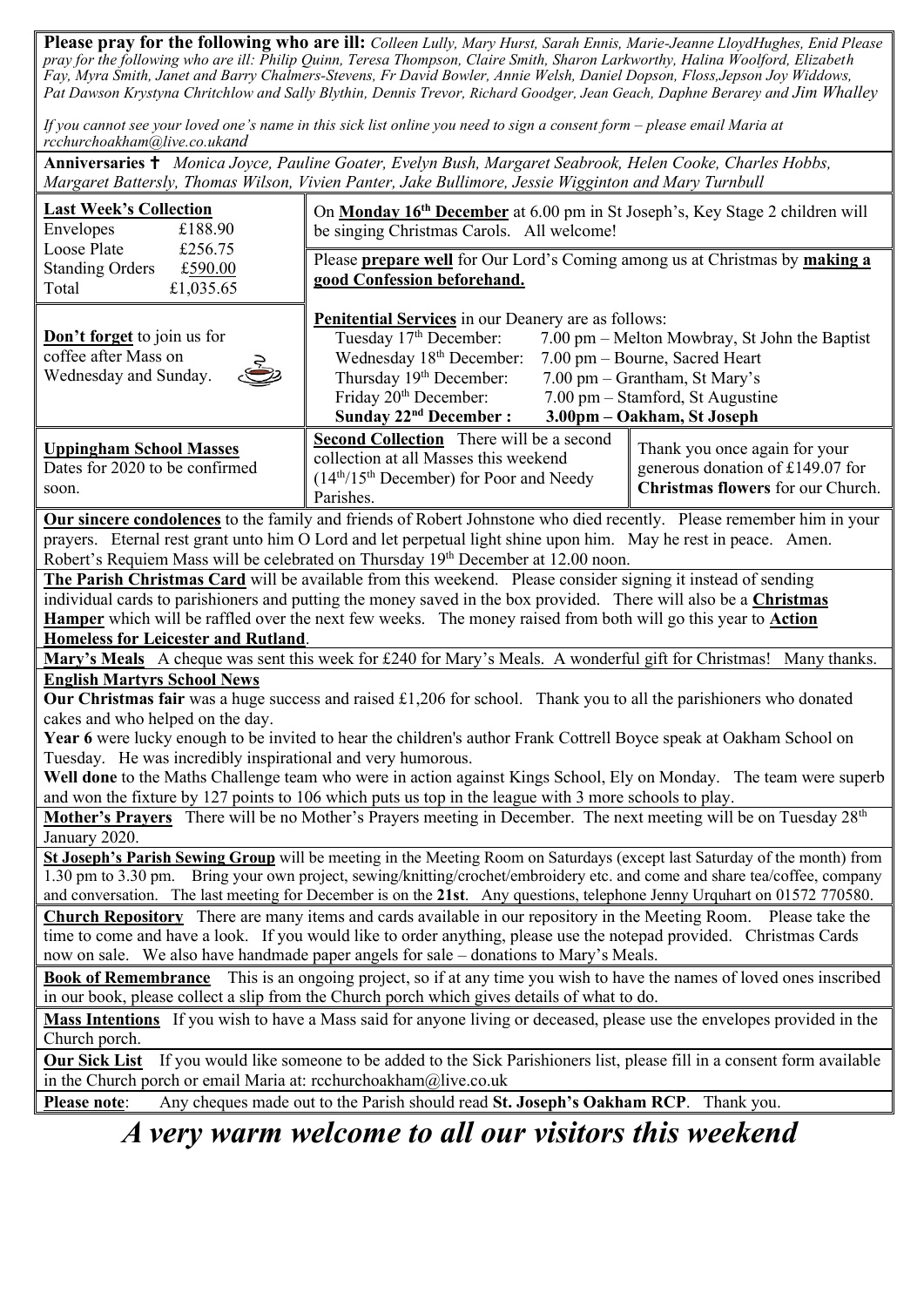**Please pray for the following who are ill:** *Colleen Lully, Mary Hurst, Sarah Ennis, Marie-Jeanne LloydHughes, Enid Please pray for the following who are ill: Philip Quinn, Teresa Thompson, Claire Smith, Sharon Larkworthy, Halina Woolford, Elizabeth Fay, Myra Smith, Janet and Barry Chalmers-Stevens, Fr David Bowler, Annie Welsh, Daniel Dopson, Floss,Jepson Joy Widdows, Pat Dawson Krystyna Chritchlow and Sally Blythin, Dennis Trevor, Richard Goodger, Jean Geach, Daphne Berarey and Jim Whalley*

*If you cannot see your loved one's name in this sick list online you need to sign a consent form – please email Maria at rcchurchoakham@live.co.ukand*

**Anniversaries ✝** *Monica Joyce, Pauline Goater, Evelyn Bush, Margaret Seabrook, Helen Cooke, Charles Hobbs, Margaret Battersly, Thomas Wilson, Vivien Panter, Jake Bullimore, Jessie Wigginton and Mary Turnbull*

**Last Week's Collection**

| | |
|---|---|
| Envelopes | £188.90 |
| Loose Plate | £256.75 |
| Standing Orders | £590.00 |
| Total | £1,035.65 |

On **Monday 16th December** at 6.00 pm in St Joseph's, Key Stage 2 children will be singing Christmas Carols. All welcome!

Please **prepare well** for Our Lord's Coming among us at Christmas by **making a good Confession beforehand.**

**Don't forget** to join us for coffee after Mass on Wednesday and Sunday.

**Penitential Services** in our Deanery are as follows:

| | |
|---|---|
| Tuesday 17th December: | 7.00 pm – Melton Mowbray, St John the Baptist |
| Wednesday 18th December: | 7.00 pm – Bourne, Sacred Heart |
| Thursday 19th December: | 7.00 pm – Grantham, St Mary's |
| Friday 20th December: | 7.00 pm – Stamford, St Augustine |
| **Sunday 22nd December :** | **3.00pm – Oakham, St Joseph** |

**Uppingham School Masses**
Dates for 2020 to be confirmed soon.

**Second Collection** There will be a second collection at all Masses this weekend (14th/15th December) for Poor and Needy Parishes.

Thank you once again for your generous donation of £149.07 for **Christmas flowers** for our Church.

**Our sincere condolences** to the family and friends of Robert Johnstone who died recently. Please remember him in your prayers. Eternal rest grant unto him O Lord and let perpetual light shine upon him. May he rest in peace. Amen. Robert's Requiem Mass will be celebrated on Thursday 19th December at 12.00 noon.

**The Parish Christmas Card** will be available from this weekend. Please consider signing it instead of sending individual cards to parishioners and putting the money saved in the box provided. There will also be a **Christmas Hamper** which will be raffled over the next few weeks. The money raised from both will go this year to **Action Homeless for Leicester and Rutland**.

**Mary's Meals** A cheque was sent this week for £240 for Mary's Meals. A wonderful gift for Christmas! Many thanks.

**English Martyrs School News**

**Our Christmas fair** was a huge success and raised £1,206 for school. Thank you to all the parishioners who donated cakes and who helped on the day.

**Year 6** were lucky enough to be invited to hear the children's author Frank Cottrell Boyce speak at Oakham School on Tuesday. He was incredibly inspirational and very humorous.

**Well done** to the Maths Challenge team who were in action against Kings School, Ely on Monday. The team were superb and won the fixture by 127 points to 106 which puts us top in the league with 3 more schools to play.

**Mother's Prayers** There will be no Mother's Prayers meeting in December. The next meeting will be on Tuesday 28th January 2020.

**St Joseph's Parish Sewing Group** will be meeting in the Meeting Room on Saturdays (except last Saturday of the month) from 1.30 pm to 3.30 pm. Bring your own project, sewing/knitting/crochet/embroidery etc. and come and share tea/coffee, company and conversation. The last meeting for December is on the **21st**. Any questions, telephone Jenny Urquhart on 01572 770580.

**Church Repository** There are many items and cards available in our repository in the Meeting Room. Please take the time to come and have a look. If you would like to order anything, please use the notepad provided. Christmas Cards now on sale. We also have handmade paper angels for sale – donations to Mary's Meals.

**Book of Remembrance** This is an ongoing project, so if at any time you wish to have the names of loved ones inscribed in our book, please collect a slip from the Church porch which gives details of what to do.

**Mass Intentions** If you wish to have a Mass said for anyone living or deceased, please use the envelopes provided in the Church porch.

**Our Sick List** If you would like someone to be added to the Sick Parishioners list, please fill in a consent form available in the Church porch or email Maria at: rcchurchoakham@live.co.uk

**Please note**: Any cheques made out to the Parish should read **St. Joseph's Oakham RCP**. Thank you.

***A very warm welcome to all our visitors this weekend***